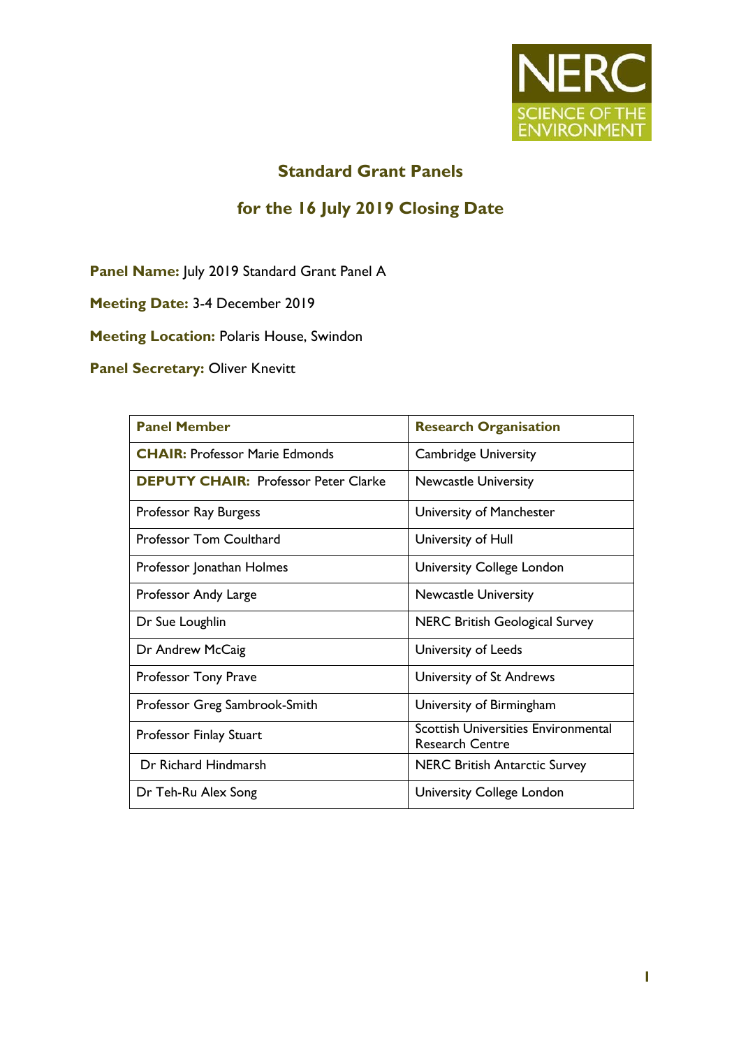## Standard Grant Panels

## for the 16 July 2019 Closing Date

**Panel Name:** July 2019 Standard Grant Panel A

**Meeting Date:** 3-4 December 2019

**Meeting Location:** Polaris House, Swindon

**Panel Secretary:** Oliver Knevitt

| Panel Member | Research Organisation |
| --- | --- |
| **CHAIR:** Professor Marie Edmonds | Cambridge University |
| **DEPUTY CHAIR:** Professor Peter Clarke | Newcastle University |
| Professor Ray Burgess | University of Manchester |
| Professor Tom Coulthard | University of Hull |
| Professor Jonathan Holmes | University College London |
| Professor Andy Large | Newcastle University |
| Dr Sue Loughlin | NERC British Geological Survey |
| Dr Andrew McCaig | University of Leeds |
| Professor Tony Prave | University of St Andrews |
| Professor Greg Sambrook-Smith | University of Birmingham |
| Professor Finlay Stuart | Scottish Universities Environmental Research Centre |
| Dr Richard Hindmarsh | NERC British Antarctic Survey |
| Dr Teh-Ru Alex Song | University College London |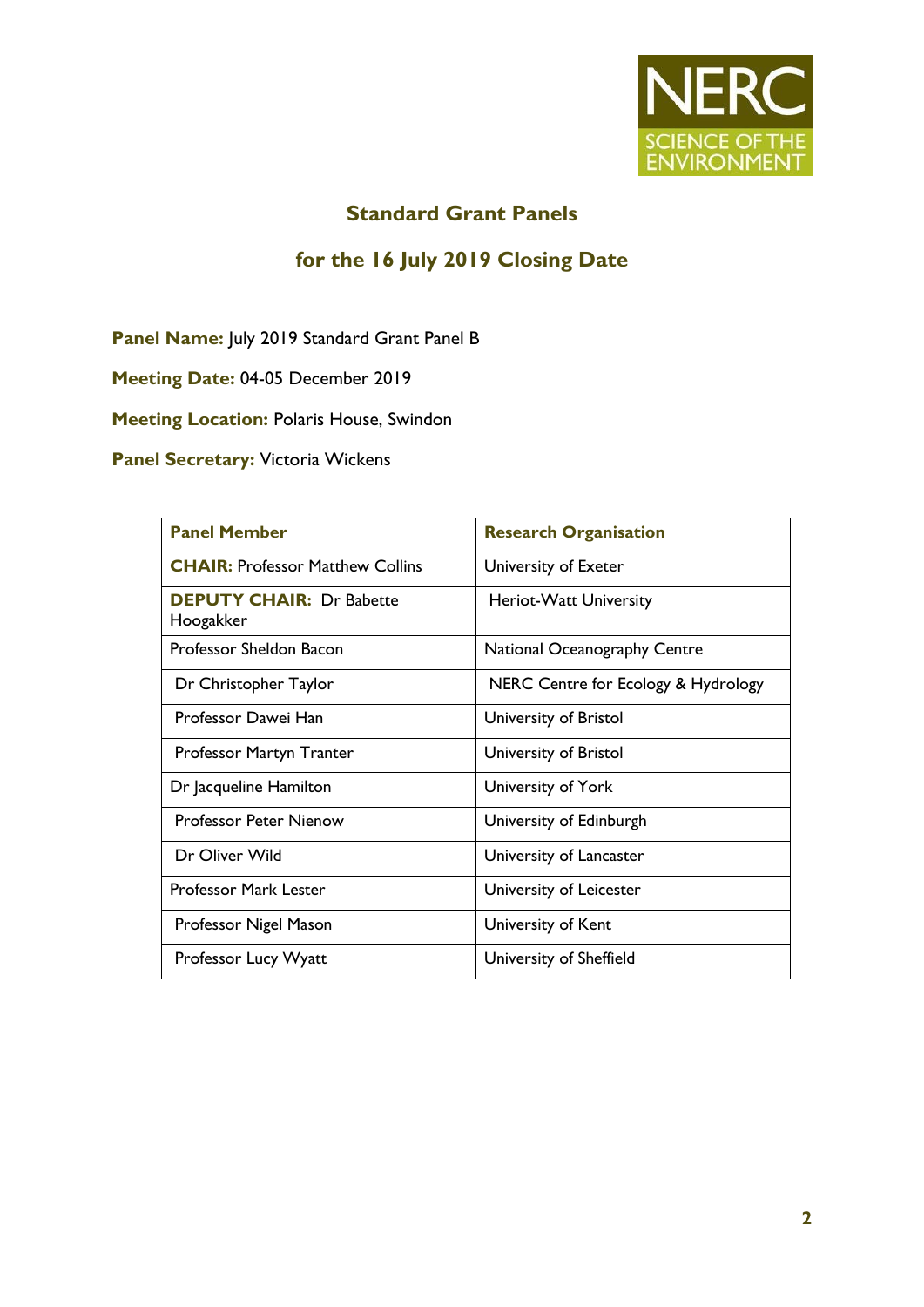## Standard Grant Panels

## for the 16 July 2019 Closing Date

**Panel Name:** July 2019 Standard Grant Panel B

**Meeting Date:** 04-05 December 2019

**Meeting Location:** Polaris House, Swindon

**Panel Secretary:** Victoria Wickens

| Panel Member | Research Organisation |
|---|---|
| **CHAIR:** Professor Matthew Collins | University of Exeter |
| **DEPUTY CHAIR:** Dr Babette Hoogakker | Heriot-Watt University |
| Professor Sheldon Bacon | National Oceanography Centre |
| Dr Christopher Taylor | NERC Centre for Ecology & Hydrology |
| Professor Dawei Han | University of Bristol |
| Professor Martyn Tranter | University of Bristol |
| Dr Jacqueline Hamilton | University of York |
| Professor Peter Nienow | University of Edinburgh |
| Dr Oliver Wild | University of Lancaster |
| Professor Mark Lester | University of Leicester |
| Professor Nigel Mason | University of Kent |
| Professor Lucy Wyatt | University of Sheffield |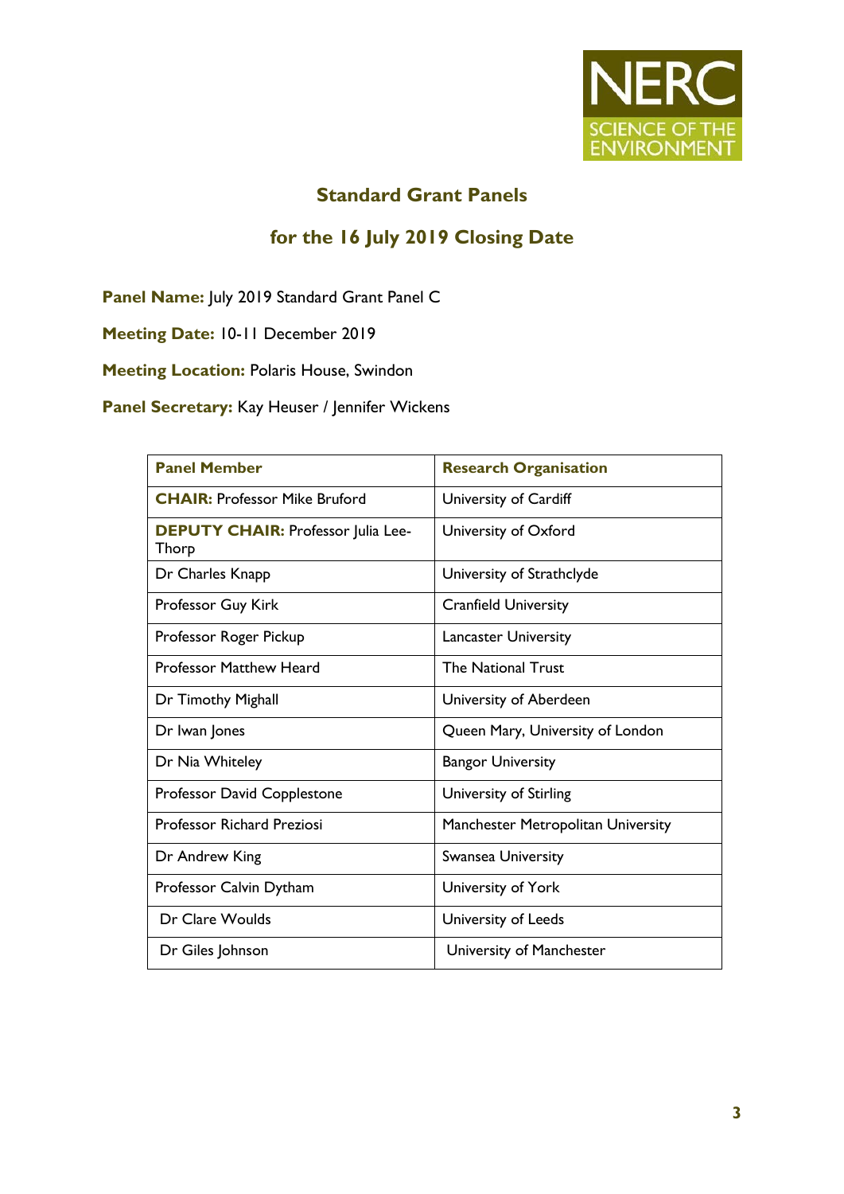NERC
SCIENCE OF THE ENVIRONMENT

## Standard Grant Panels

## for the 16 July 2019 Closing Date

**Panel Name:** July 2019 Standard Grant Panel C

**Meeting Date:** 10-11 December 2019

**Meeting Location:** Polaris House, Swindon

**Panel Secretary:** Kay Heuser / Jennifer Wickens

| Panel Member | Research Organisation |
|---|---|
| **CHAIR:** Professor Mike Bruford | University of Cardiff |
| **DEPUTY CHAIR:** Professor Julia Lee-Thorp | University of Oxford |
| Dr Charles Knapp | University of Strathclyde |
| Professor Guy Kirk | Cranfield University |
| Professor Roger Pickup | Lancaster University |
| Professor Matthew Heard | The National Trust |
| Dr Timothy Mighall | University of Aberdeen |
| Dr Iwan Jones | Queen Mary, University of London |
| Dr Nia Whiteley | Bangor University |
| Professor David Copplestone | University of Stirling |
| Professor Richard Preziosi | Manchester Metropolitan University |
| Dr Andrew King | Swansea University |
| Professor Calvin Dytham | University of York |
| Dr Clare Woulds | University of Leeds |
| Dr Giles Johnson | University of Manchester |